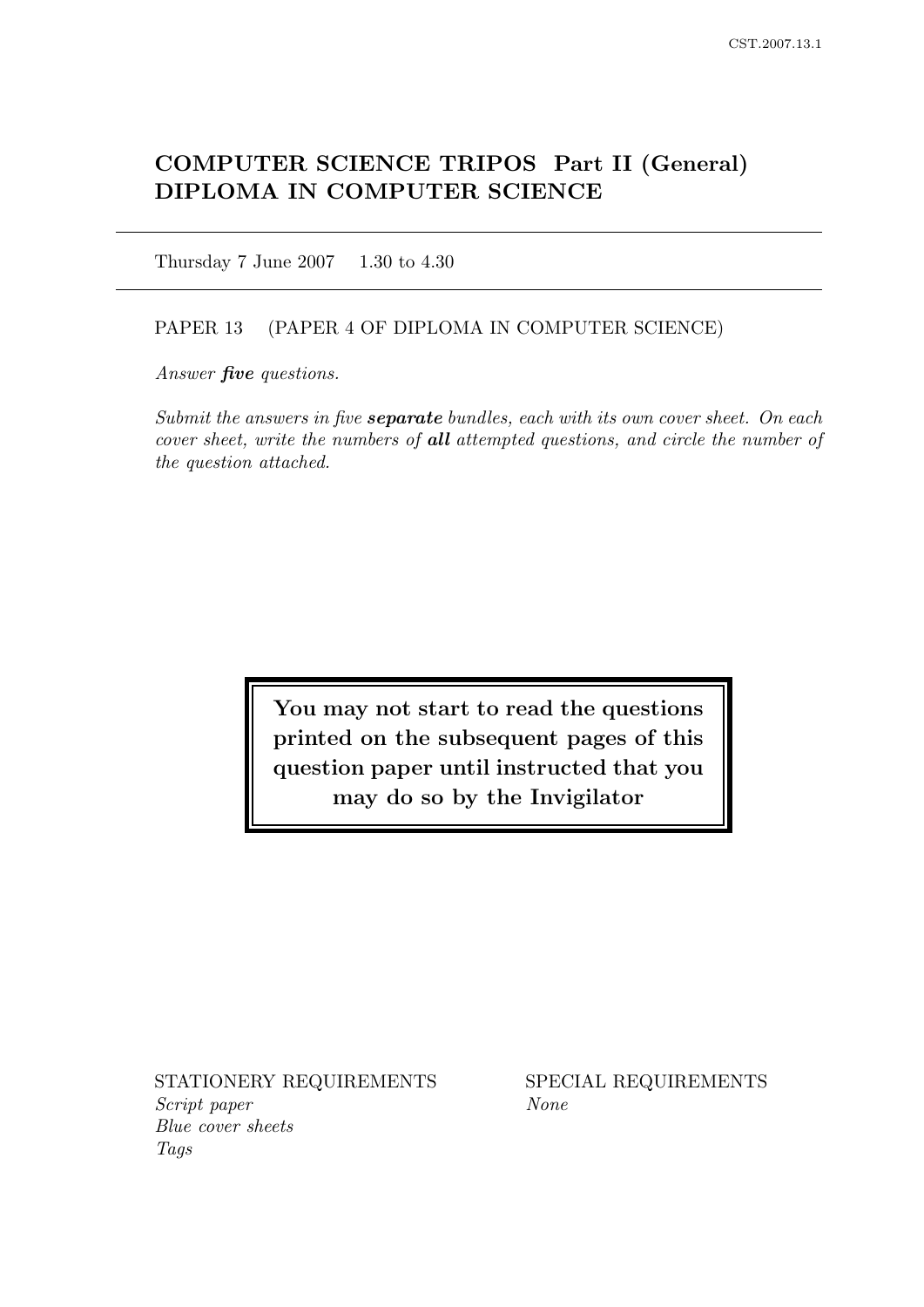# COMPUTER SCIENCE TRIPOS Part II (General)
# DIPLOMA IN COMPUTER SCIENCE

---

Thursday 7 June 2007 1.30 to 4.30

---

PAPER 13 (PAPER 4 OF DIPLOMA IN COMPUTER SCIENCE)

*Answer **five** questions.*

*Submit the answers in five **separate** bundles, each with its own cover sheet. On each cover sheet, write the numbers of **all** attempted questions, and circle the number of the question attached.*

**You may not start to read the questions printed on the subsequent pages of this question paper until instructed that you may do so by the Invigilator**

STATIONERY REQUIREMENTS
*Script paper*
*Blue cover sheets*
*Tags*

SPECIAL REQUIREMENTS
*None*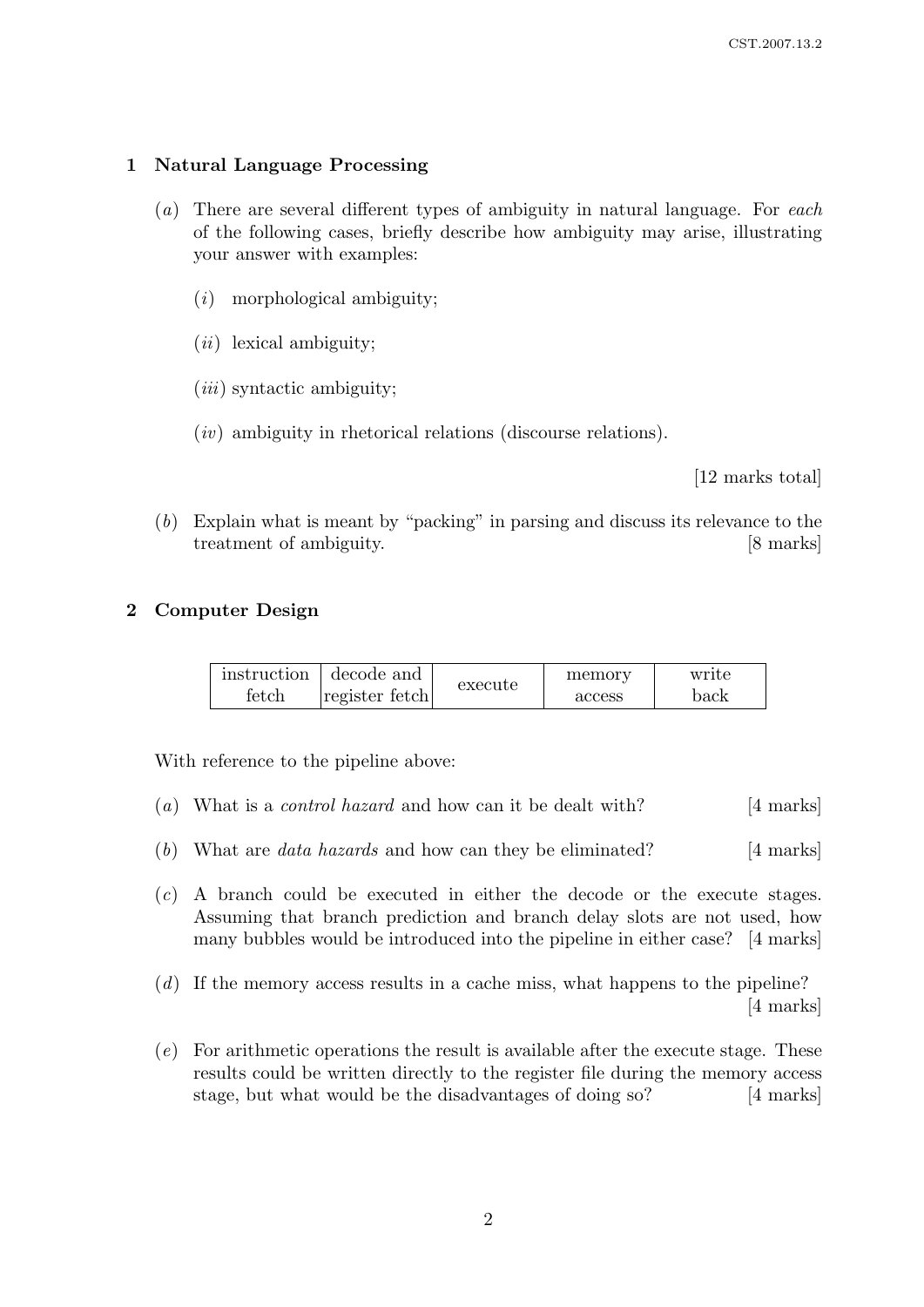## 1 Natural Language Processing

(*a*) There are several different types of ambiguity in natural language. For *each* of the following cases, briefly describe how ambiguity may arise, illustrating your answer with examples:

(*i*) morphological ambiguity;

(*ii*) lexical ambiguity;

(*iii*) syntactic ambiguity;

(*iv*) ambiguity in rhetorical relations (discourse relations).

[12 marks total]

(*b*) Explain what is meant by "packing" in parsing and discuss its relevance to the treatment of ambiguity. [8 marks]

## 2 Computer Design

| instruction fetch | decode and register fetch | execute | memory access | write back |
|---|---|---|---|---|

With reference to the pipeline above:

(*a*) What is a *control hazard* and how can it be dealt with? [4 marks]

(*b*) What are *data hazards* and how can they be eliminated? [4 marks]

(*c*) A branch could be executed in either the decode or the execute stages. Assuming that branch prediction and branch delay slots are not used, how many bubbles would be introduced into the pipeline in either case? [4 marks]

(*d*) If the memory access results in a cache miss, what happens to the pipeline? [4 marks]

(*e*) For arithmetic operations the result is available after the execute stage. These results could be written directly to the register file during the memory access stage, but what would be the disadvantages of doing so? [4 marks]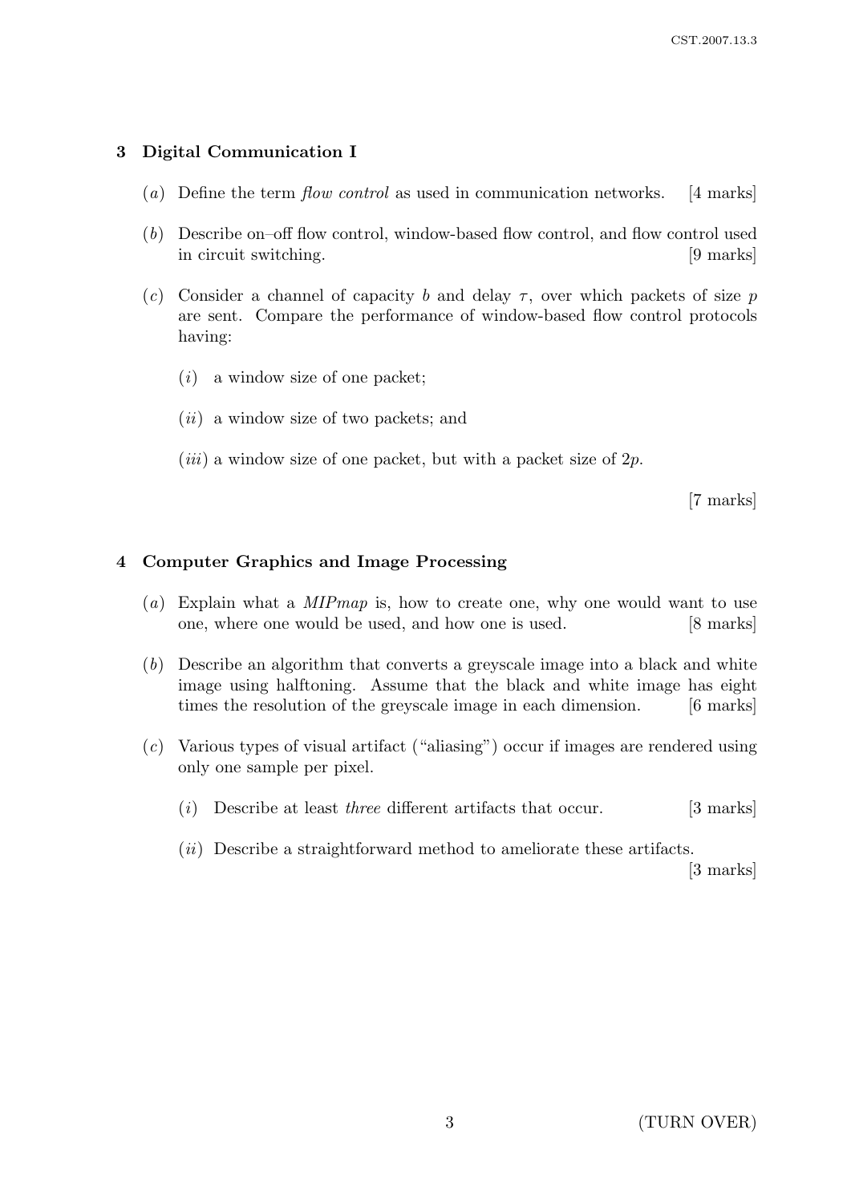## 3 Digital Communication I

(*a*) Define the term *flow control* as used in communication networks. [4 marks]

(*b*) Describe on–off flow control, window-based flow control, and flow control used in circuit switching. [9 marks]

(*c*) Consider a channel of capacity $b$ and delay $\tau$, over which packets of size $p$ are sent. Compare the performance of window-based flow control protocols having:

- (*i*) a window size of one packet;
- (*ii*) a window size of two packets; and
- (*iii*) a window size of one packet, but with a packet size of $2p$.

[7 marks]

## 4 Computer Graphics and Image Processing

(*a*) Explain what a *MIPmap* is, how to create one, why one would want to use one, where one would be used, and how one is used. [8 marks]

(*b*) Describe an algorithm that converts a greyscale image into a black and white image using halftoning. Assume that the black and white image has eight times the resolution of the greyscale image in each dimension. [6 marks]

(*c*) Various types of visual artifact ("aliasing") occur if images are rendered using only one sample per pixel.

- (*i*) Describe at least *three* different artifacts that occur. [3 marks]
- (*ii*) Describe a straightforward method to ameliorate these artifacts. [3 marks]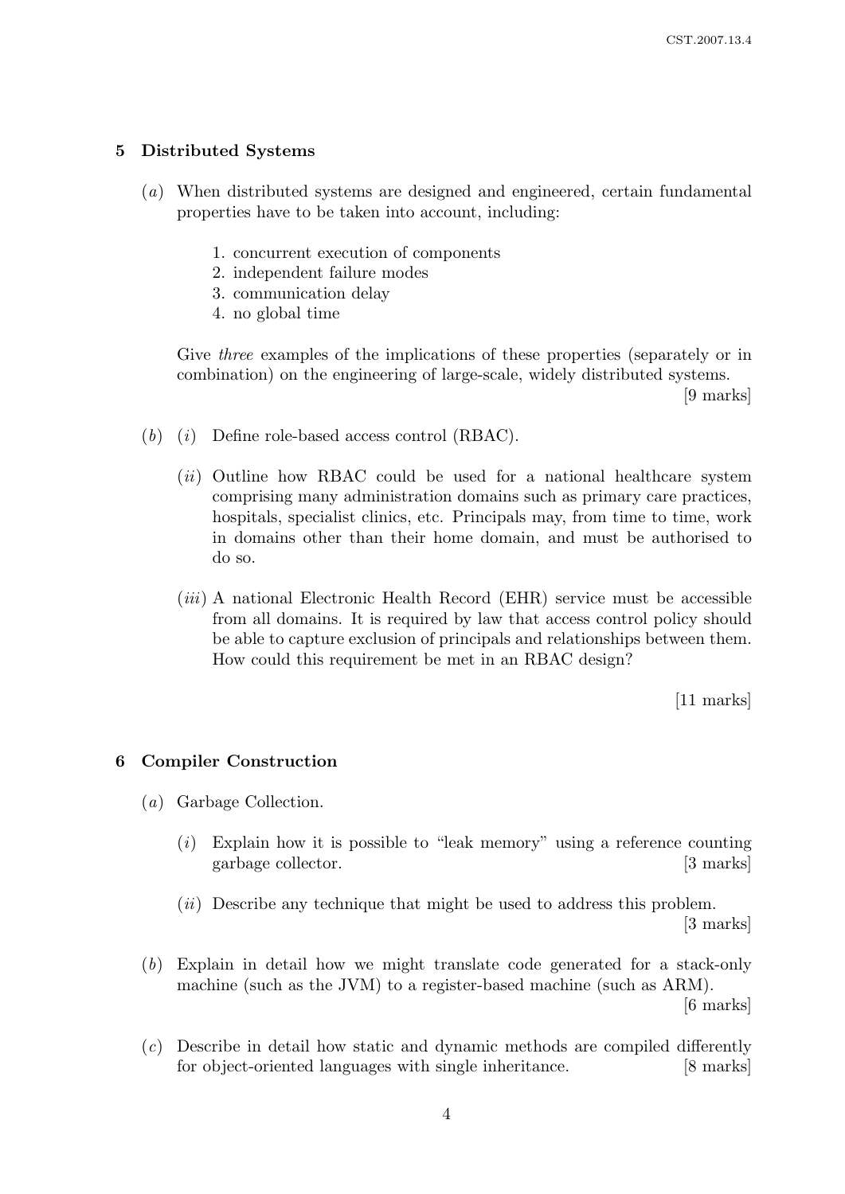## 5 Distributed Systems

(*a*) When distributed systems are designed and engineered, certain fundamental properties have to be taken into account, including:

1. concurrent execution of components
2. independent failure modes
3. communication delay
4. no global time

Give *three* examples of the implications of these properties (separately or in combination) on the engineering of large-scale, widely distributed systems. [9 marks]

(*b*) (*i*) Define role-based access control (RBAC).

(*ii*) Outline how RBAC could be used for a national healthcare system comprising many administration domains such as primary care practices, hospitals, specialist clinics, etc. Principals may, from time to time, work in domains other than their home domain, and must be authorised to do so.

(*iii*) A national Electronic Health Record (EHR) service must be accessible from all domains. It is required by law that access control policy should be able to capture exclusion of principals and relationships between them. How could this requirement be met in an RBAC design?

[11 marks]

## 6 Compiler Construction

(*a*) Garbage Collection.

(*i*) Explain how it is possible to "leak memory" using a reference counting garbage collector. [3 marks]

(*ii*) Describe any technique that might be used to address this problem. [3 marks]

(*b*) Explain in detail how we might translate code generated for a stack-only machine (such as the JVM) to a register-based machine (such as ARM). [6 marks]

(*c*) Describe in detail how static and dynamic methods are compiled differently for object-oriented languages with single inheritance. [8 marks]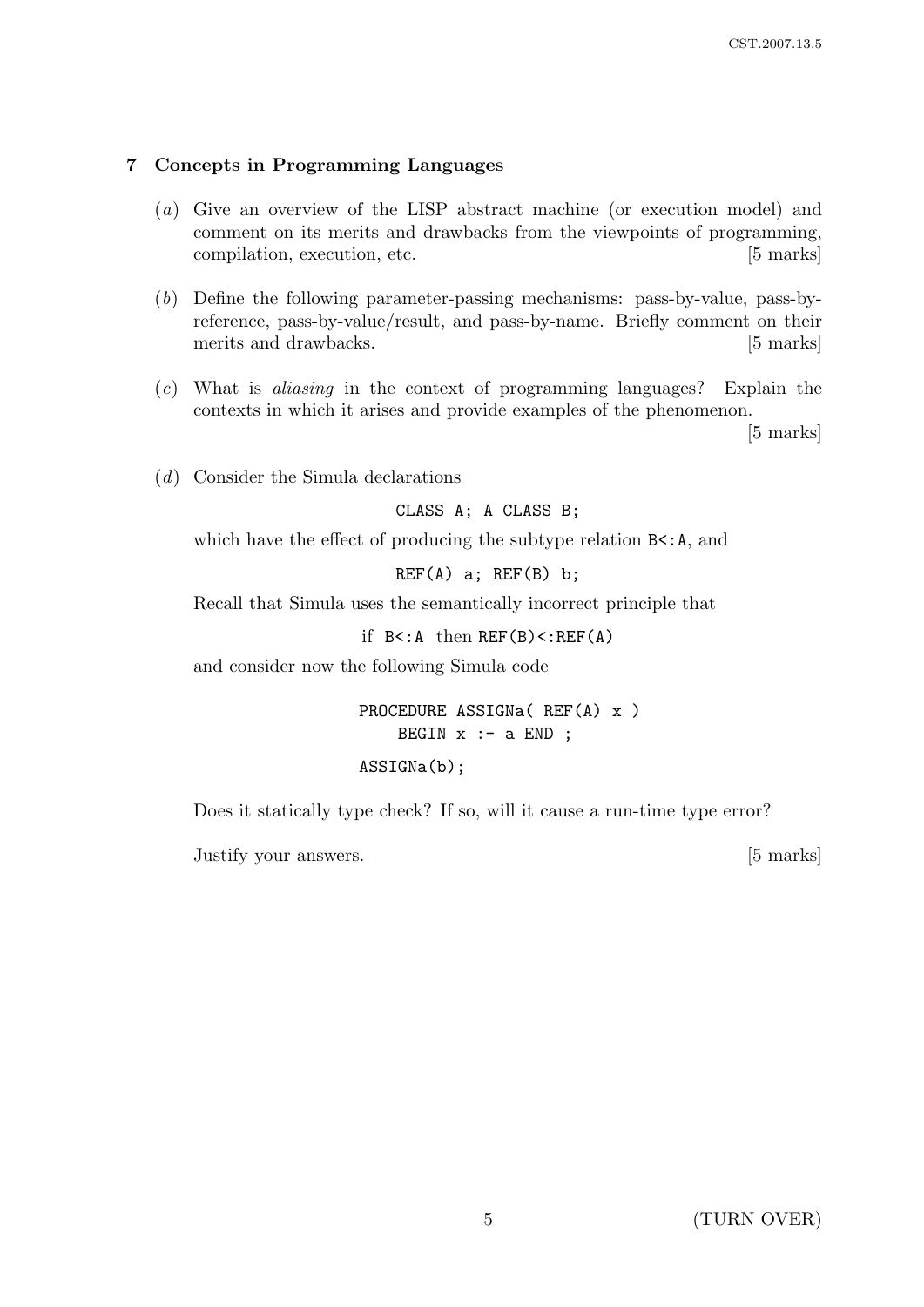## 7 Concepts in Programming Languages

(*a*) Give an overview of the LISP abstract machine (or execution model) and comment on its merits and drawbacks from the viewpoints of programming, compilation, execution, etc. [5 marks]

(*b*) Define the following parameter-passing mechanisms: pass-by-value, pass-by-reference, pass-by-value/result, and pass-by-name. Briefly comment on their merits and drawbacks. [5 marks]

(*c*) What is *aliasing* in the context of programming languages? Explain the contexts in which it arises and provide examples of the phenomenon. [5 marks]

(*d*) Consider the Simula declarations

```
CLASS A; A CLASS B;
```

which have the effect of producing the subtype relation `B<:A`, and

```
REF(A) a; REF(B) b;
```

Recall that Simula uses the semantically incorrect principle that

if `B<:A` then `REF(B)<:REF(A)`

and consider now the following Simula code

```
PROCEDURE ASSIGNa( REF(A) x )
    BEGIN x :- a END ;

ASSIGNa(b);
```

Does it statically type check? If so, will it cause a run-time type error?

Justify your answers. [5 marks]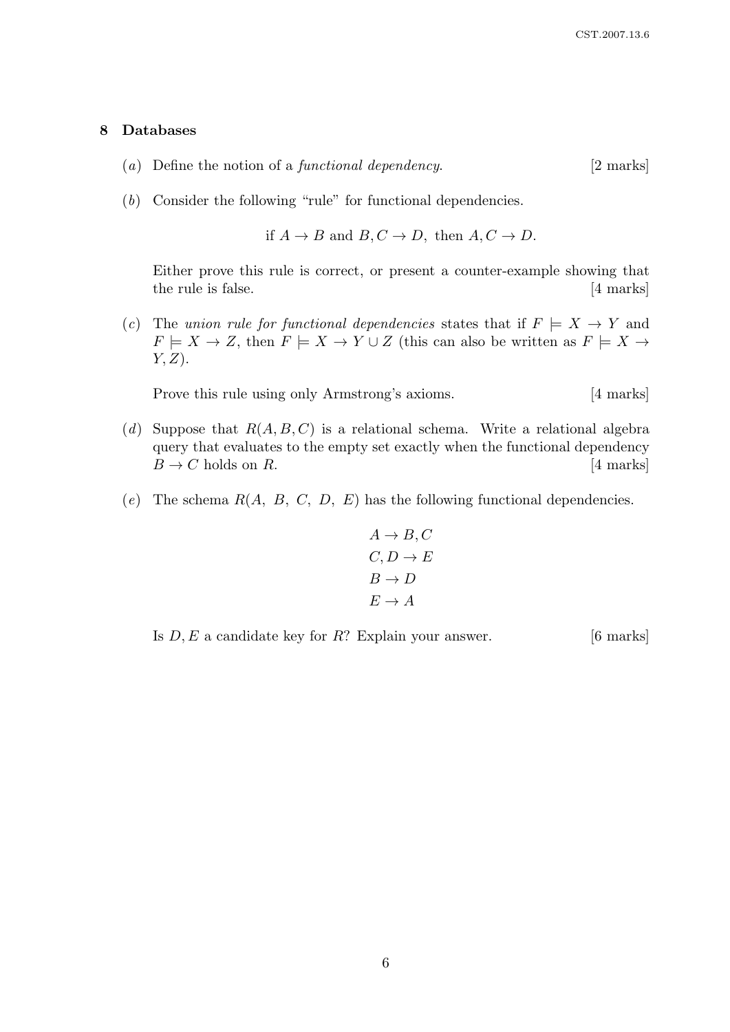## 8 Databases

(*a*) Define the notion of a *functional dependency*. [2 marks]

(*b*) Consider the following "rule" for functional dependencies.

$$\text{if } A \rightarrow B \text{ and } B, C \rightarrow D, \text{ then } A, C \rightarrow D.$$

Either prove this rule is correct, or present a counter-example showing that the rule is false. [4 marks]

(*c*) The *union rule for functional dependencies* states that if $F \models X \rightarrow Y$ and $F \models X \rightarrow Z$, then $F \models X \rightarrow Y \cup Z$ (this can also be written as $F \models X \rightarrow Y, Z$).

Prove this rule using only Armstrong's axioms. [4 marks]

(*d*) Suppose that $R(A, B, C)$ is a relational schema. Write a relational algebra query that evaluates to the empty set exactly when the functional dependency $B \rightarrow C$ holds on $R$. [4 marks]

(*e*) The schema $R(A,\ B,\ C,\ D,\ E)$ has the following functional dependencies.

$$A \rightarrow B, C$$
$$C, D \rightarrow E$$
$$B \rightarrow D$$
$$E \rightarrow A$$

Is $D, E$ a candidate key for $R$? Explain your answer. [6 marks]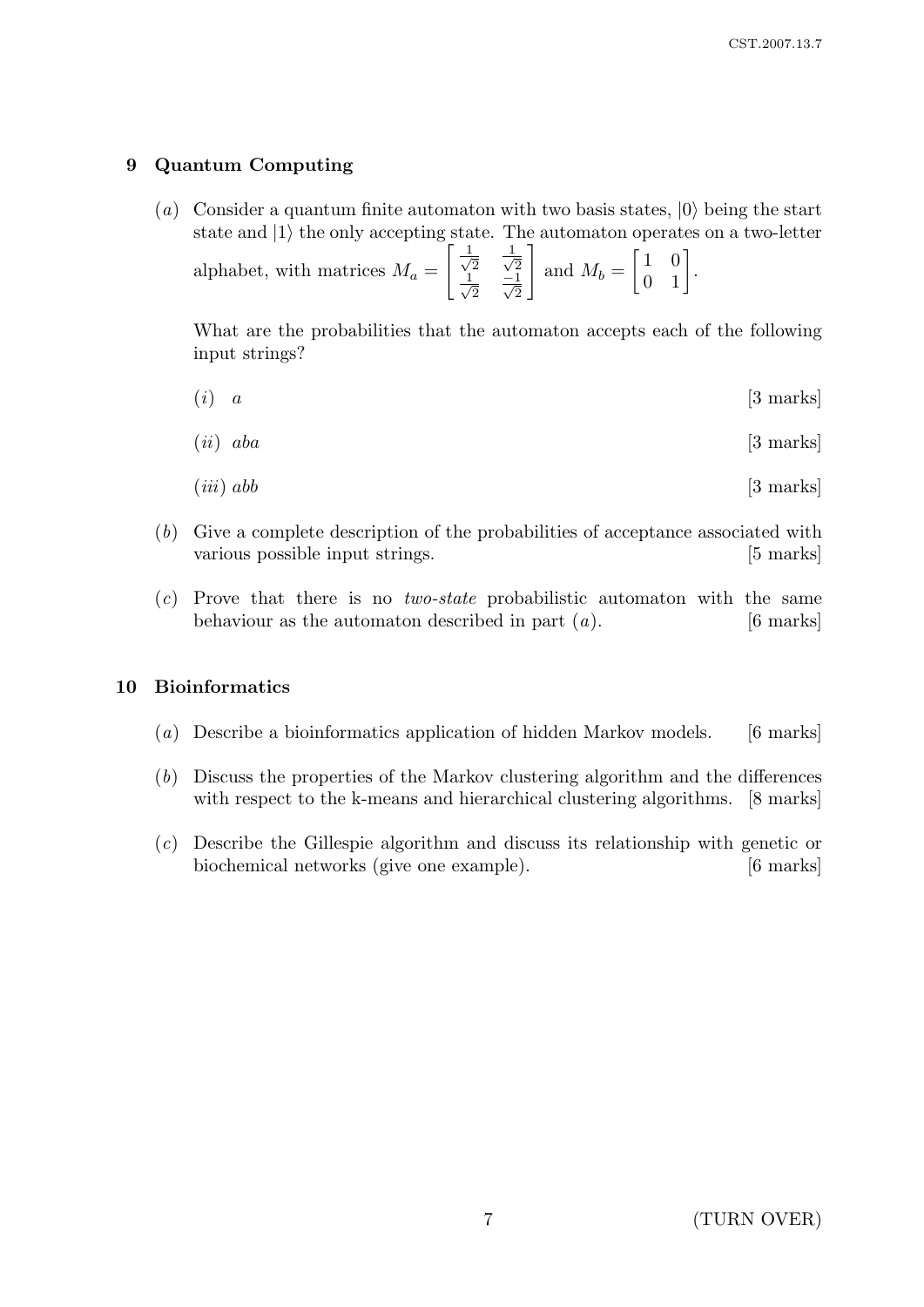## 9 Quantum Computing

(*a*) Consider a quantum finite automaton with two basis states, $|0\rangle$ being the start state and $|1\rangle$ the only accepting state. The automaton operates on a two-letter alphabet, with matrices $M_a = \begin{bmatrix} \frac{1}{\sqrt{2}} & \frac{1}{\sqrt{2}} \\ \frac{1}{\sqrt{2}} & \frac{-1}{\sqrt{2}} \end{bmatrix}$ and $M_b = \begin{bmatrix} 1 & 0 \\ 0 & 1 \end{bmatrix}$.

What are the probabilities that the automaton accepts each of the following input strings?

(*i*) $a$ [3 marks]

(*ii*) $aba$ [3 marks]

(*iii*) $abb$ [3 marks]

(*b*) Give a complete description of the probabilities of acceptance associated with various possible input strings. [5 marks]

(*c*) Prove that there is no *two-state* probabilistic automaton with the same behaviour as the automaton described in part (*a*). [6 marks]

## 10 Bioinformatics

(*a*) Describe a bioinformatics application of hidden Markov models. [6 marks]

(*b*) Discuss the properties of the Markov clustering algorithm and the differences with respect to the k-means and hierarchical clustering algorithms. [8 marks]

(*c*) Describe the Gillespie algorithm and discuss its relationship with genetic or biochemical networks (give one example). [6 marks]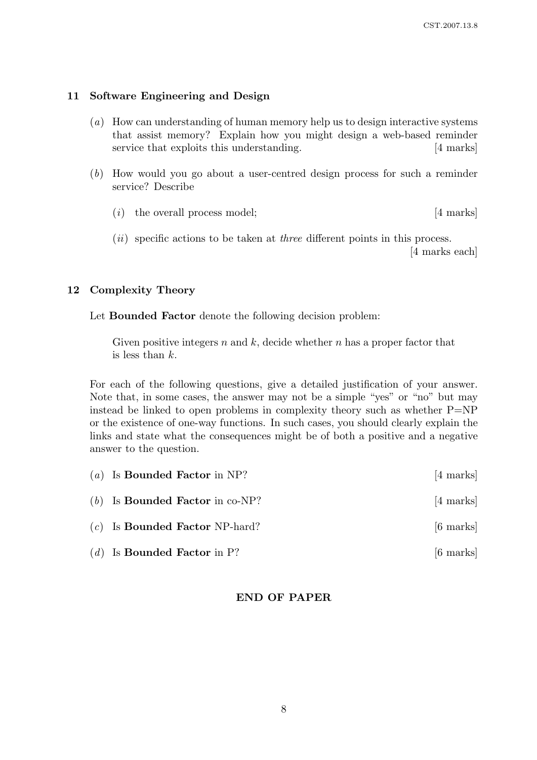## 11 Software Engineering and Design

(*a*) How can understanding of human memory help us to design interactive systems that assist memory? Explain how you might design a web-based reminder service that exploits this understanding. [4 marks]

(*b*) How would you go about a user-centred design process for such a reminder service? Describe

(*i*) the overall process model; [4 marks]

(*ii*) specific actions to be taken at *three* different points in this process. [4 marks each]

## 12 Complexity Theory

Let **Bounded Factor** denote the following decision problem:

> Given positive integers $n$ and $k$, decide whether $n$ has a proper factor that is less than $k$.

For each of the following questions, give a detailed justification of your answer. Note that, in some cases, the answer may not be a simple "yes" or "no" but may instead be linked to open problems in complexity theory such as whether P=NP or the existence of one-way functions. In such cases, you should clearly explain the links and state what the consequences might be of both a positive and a negative answer to the question.

(*a*) Is **Bounded Factor** in NP? [4 marks]

(*b*) Is **Bounded Factor** in co-NP? [4 marks]

(*c*) Is **Bounded Factor** NP-hard? [6 marks]

(*d*) Is **Bounded Factor** in P? [6 marks]

**END OF PAPER**